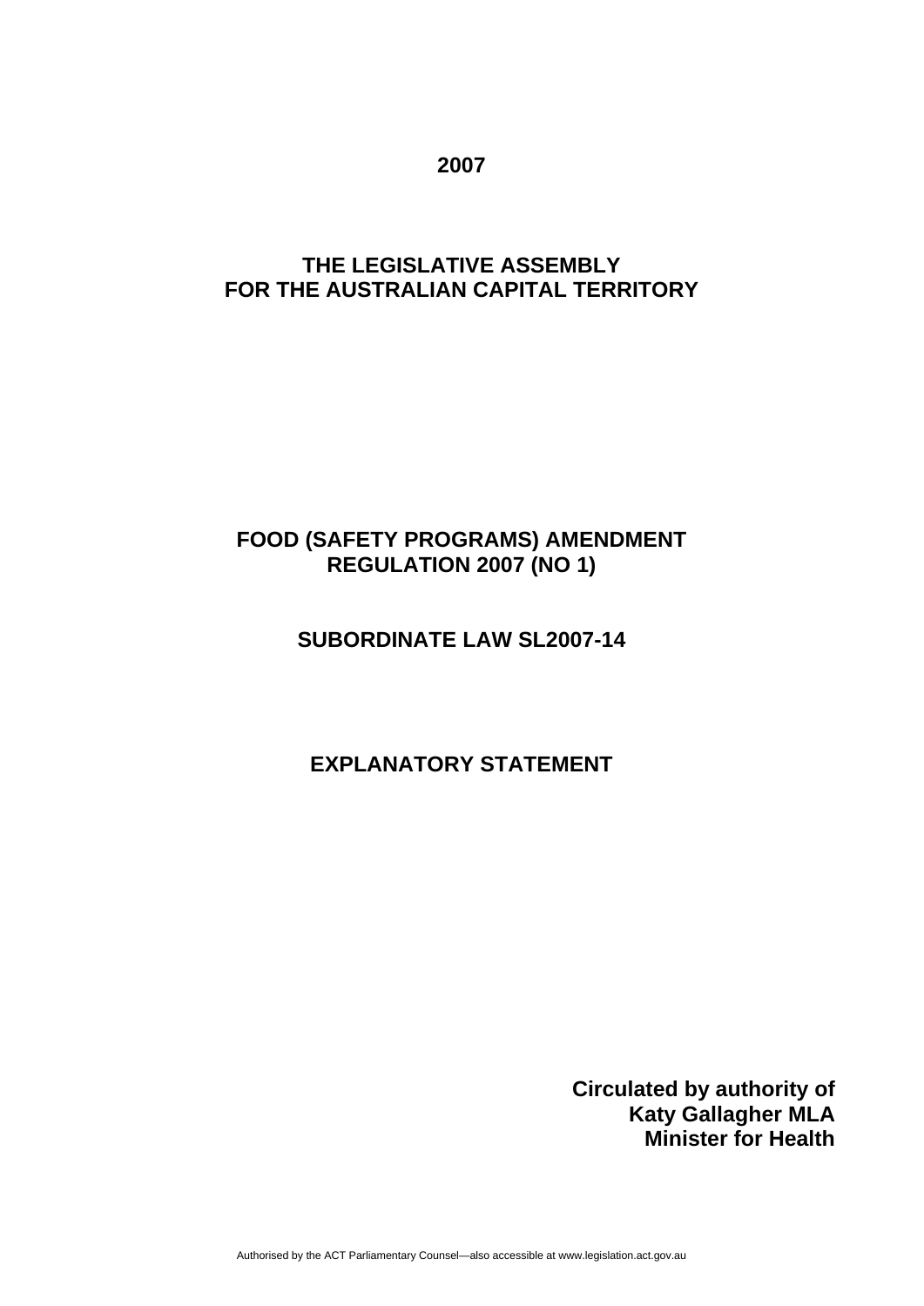**2007**

**THE LEGISLATIVE ASSEMBLY FOR THE AUSTRALIAN CAPITAL TERRITORY**

# FOOD (SAFETY PROGRAMS) AMENDMENT REGULATION 2007 (NO 1)

## SUBORDINATE LAW SL2007-14

## EXPLANATORY STATEMENT

**Circulated by authority of**
**Katy Gallagher MLA**
**Minister for Health**

Authorised by the ACT Parliamentary Counsel—also accessible at www.legislation.act.gov.au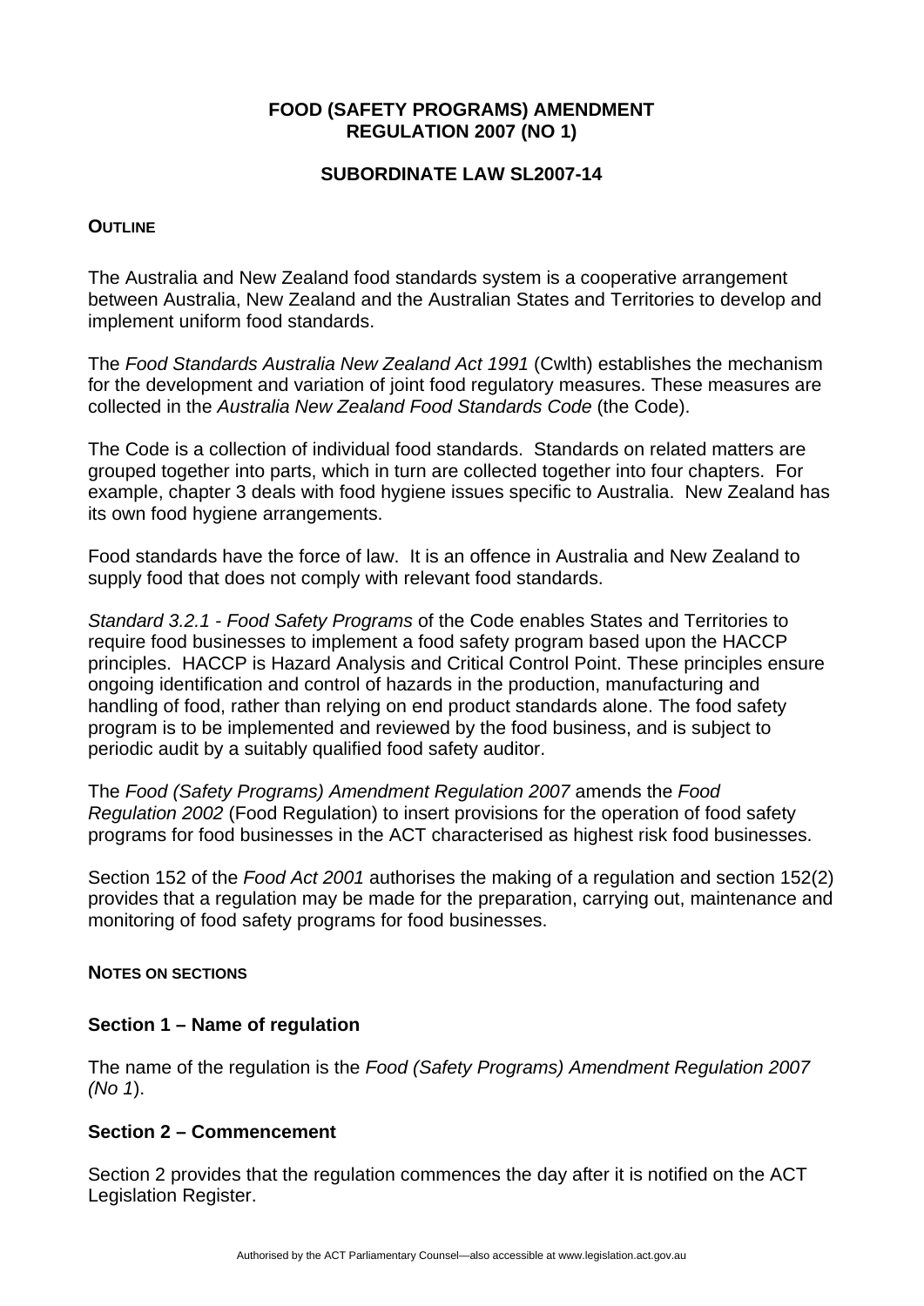**FOOD (SAFETY PROGRAMS) AMENDMENT REGULATION 2007 (NO 1)**

**SUBORDINATE LAW SL2007-14**

**OUTLINE**

The Australia and New Zealand food standards system is a cooperative arrangement between Australia, New Zealand and the Australian States and Territories to develop and implement uniform food standards.

The *Food Standards Australia New Zealand Act 1991* (Cwlth) establishes the mechanism for the development and variation of joint food regulatory measures. These measures are collected in the *Australia New Zealand Food Standards Code* (the Code).

The Code is a collection of individual food standards. Standards on related matters are grouped together into parts, which in turn are collected together into four chapters. For example, chapter 3 deals with food hygiene issues specific to Australia. New Zealand has its own food hygiene arrangements.

Food standards have the force of law. It is an offence in Australia and New Zealand to supply food that does not comply with relevant food standards.

*Standard 3.2.1 - Food Safety Programs* of the Code enables States and Territories to require food businesses to implement a food safety program based upon the HACCP principles. HACCP is Hazard Analysis and Critical Control Point. These principles ensure ongoing identification and control of hazards in the production, manufacturing and handling of food, rather than relying on end product standards alone. The food safety program is to be implemented and reviewed by the food business, and is subject to periodic audit by a suitably qualified food safety auditor.

The *Food (Safety Programs) Amendment Regulation 2007* amends the *Food Regulation 2002* (Food Regulation) to insert provisions for the operation of food safety programs for food businesses in the ACT characterised as highest risk food businesses.

Section 152 of the *Food Act 2001* authorises the making of a regulation and section 152(2) provides that a regulation may be made for the preparation, carrying out, maintenance and monitoring of food safety programs for food businesses.

**NOTES ON SECTIONS**

### Section 1 – Name of regulation

The name of the regulation is the *Food (Safety Programs) Amendment Regulation 2007 (No 1*).

### Section 2 – Commencement

Section 2 provides that the regulation commences the day after it is notified on the ACT Legislation Register.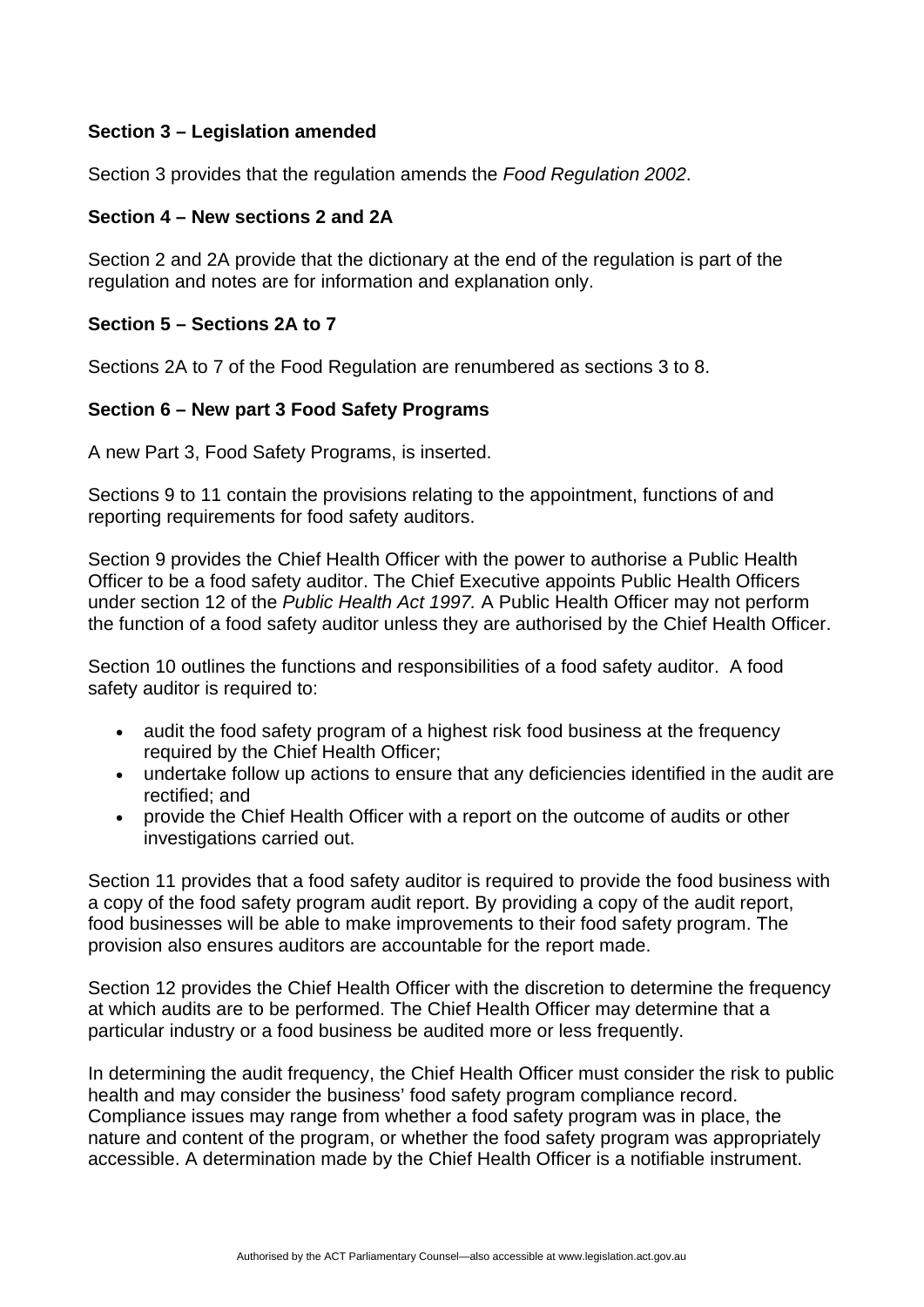**Section 3 – Legislation amended**

Section 3 provides that the regulation amends the *Food Regulation 2002*.

**Section 4 – New sections 2 and 2A**

Section 2 and 2A provide that the dictionary at the end of the regulation is part of the regulation and notes are for information and explanation only.

**Section 5 – Sections 2A to 7**

Sections 2A to 7 of the Food Regulation are renumbered as sections 3 to 8.

**Section 6 – New part 3 Food Safety Programs**

A new Part 3, Food Safety Programs, is inserted.

Sections 9 to 11 contain the provisions relating to the appointment, functions of and reporting requirements for food safety auditors.

Section 9 provides the Chief Health Officer with the power to authorise a Public Health Officer to be a food safety auditor. The Chief Executive appoints Public Health Officers under section 12 of the *Public Health Act 1997.* A Public Health Officer may not perform the function of a food safety auditor unless they are authorised by the Chief Health Officer.

Section 10 outlines the functions and responsibilities of a food safety auditor. A food safety auditor is required to:

- audit the food safety program of a highest risk food business at the frequency required by the Chief Health Officer;
- undertake follow up actions to ensure that any deficiencies identified in the audit are rectified; and
- provide the Chief Health Officer with a report on the outcome of audits or other investigations carried out.

Section 11 provides that a food safety auditor is required to provide the food business with a copy of the food safety program audit report. By providing a copy of the audit report, food businesses will be able to make improvements to their food safety program. The provision also ensures auditors are accountable for the report made.

Section 12 provides the Chief Health Officer with the discretion to determine the frequency at which audits are to be performed. The Chief Health Officer may determine that a particular industry or a food business be audited more or less frequently.

In determining the audit frequency, the Chief Health Officer must consider the risk to public health and may consider the business' food safety program compliance record. Compliance issues may range from whether a food safety program was in place, the nature and content of the program, or whether the food safety program was appropriately accessible. A determination made by the Chief Health Officer is a notifiable instrument.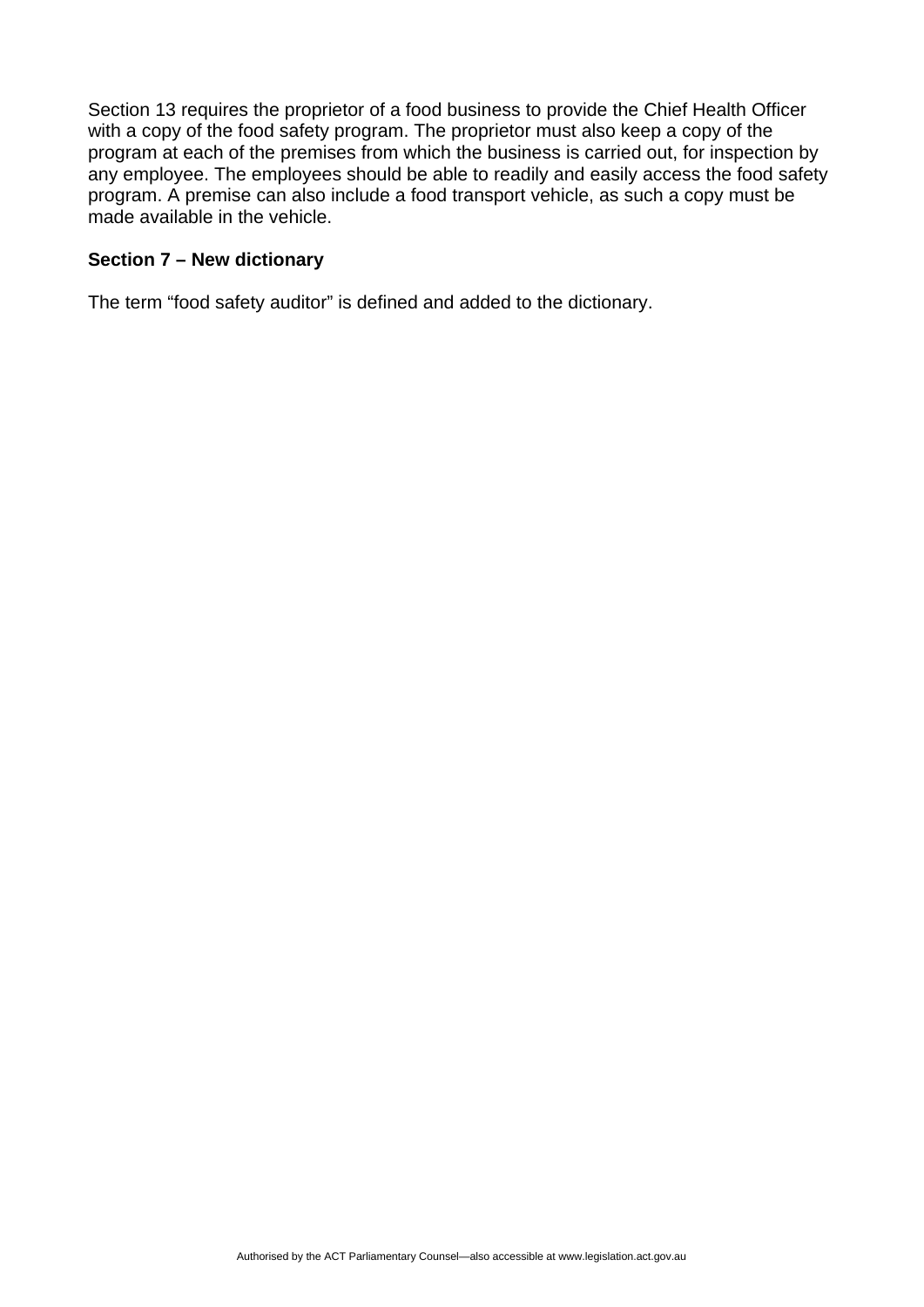Section 13 requires the proprietor of a food business to provide the Chief Health Officer with a copy of the food safety program. The proprietor must also keep a copy of the program at each of the premises from which the business is carried out, for inspection by any employee. The employees should be able to readily and easily access the food safety program. A premise can also include a food transport vehicle, as such a copy must be made available in the vehicle.

**Section 7 – New dictionary**

The term "food safety auditor" is defined and added to the dictionary.